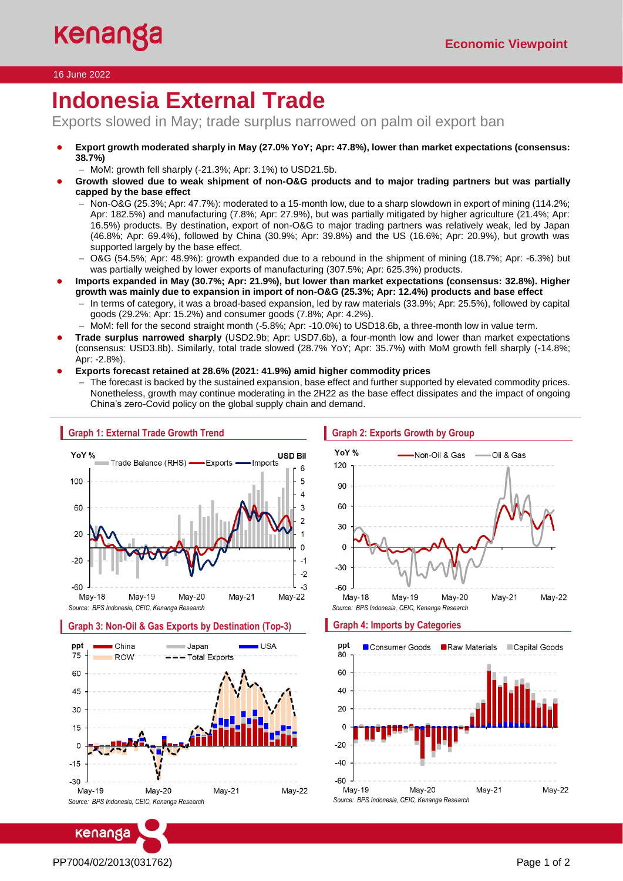16 June 2022

Economic Viewpoint

# Indonesia External Trade

Exports slowed in May; trade surplus narrowed on palm oil export ban

- **Export growth moderated sharply in May (27.0% YoY; Apr: 47.8%), lower than market expectations (consensus: 38.7%)**
  - MoM: growth fell sharply (-21.3%; Apr: 3.1%) to USD21.5b.
- **Growth slowed due to weak shipment of non-O&G products and to major trading partners but was partially capped by the base effect**
  - Non-O&G (25.3%; Apr: 47.7%): moderated to a 15-month low, due to a sharp slowdown in export of mining (114.2%; Apr: 182.5%) and manufacturing (7.8%; Apr: 27.9%), but was partially mitigated by higher agriculture (21.4%; Apr: 16.5%) products. By destination, export of non-O&G to major trading partners was relatively weak, led by Japan (46.8%; Apr: 69.4%), followed by China (30.9%; Apr: 39.8%) and the US (16.6%; Apr: 20.9%), but growth was supported largely by the base effect.
  - O&G (54.5%; Apr: 48.9%): growth expanded due to a rebound in the shipment of mining (18.7%; Apr: -6.3%) but was partially weighed by lower exports of manufacturing (307.5%; Apr: 625.3%) products.
- **Imports expanded in May (30.7%; Apr: 21.9%), but lower than market expectations (consensus: 32.8%). Higher growth was mainly due to expansion in import of non-O&G (25.3%; Apr: 12.4%) products and base effect**
  - In terms of category, it was a broad-based expansion, led by raw materials (33.9%; Apr: 25.5%), followed by capital goods (29.2%; Apr: 15.2%) and consumer goods (7.8%; Apr: 4.2%).
  - MoM: fell for the second straight month (-5.8%; Apr: -10.0%) to USD18.6b, a three-month low in value term.
- **Trade surplus narrowed sharply** (USD2.9b; Apr: USD7.6b), a four-month low and lower than market expectations (consensus: USD3.8b). Similarly, total trade slowed (28.7% YoY; Apr: 35.7%) with MoM growth fell sharply (-14.8%; Apr: -2.8%).
- **Exports forecast retained at 28.6% (2021: 41.9%) amid higher commodity prices**
  - The forecast is backed by the sustained expansion, base effect and further supported by elevated commodity prices. Nonetheless, growth may continue moderating in the 2H22 as the base effect dissipates and the impact of ongoing China's zero-Covid policy on the global supply chain and demand.

**Graph 1: External Trade Growth Trend**

*Source: BPS Indonesia, CEIC, Kenanga Research*

**Graph 2: Exports Growth by Group**

*Source: BPS Indonesia, CEIC, Kenanga Research*

**Graph 3: Non-Oil & Gas Exports by Destination (Top-3)**

*Source: BPS Indonesia, CEIC, Kenanga Research*

**Graph 4: Imports by Categories**

*Source: BPS Indonesia, CEIC, Kenanga Research*

PP7004/02/2013(031762)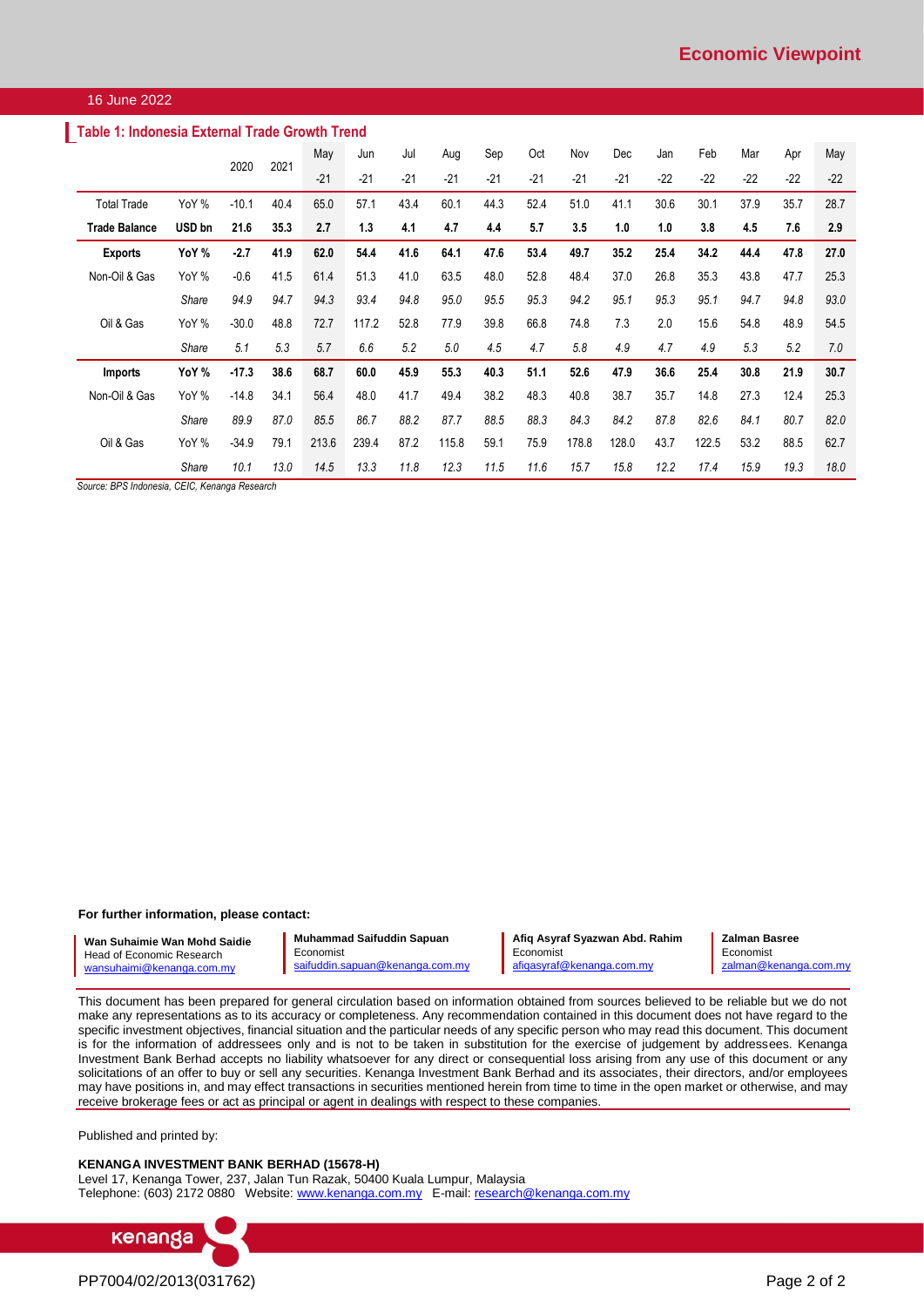16 June 2022

## Table 1: Indonesia External Trade Growth Trend

| | | 2020 | 2021 | May -21 | Jun -21 | Jul -21 | Aug -21 | Sep -21 | Oct -21 | Nov -21 | Dec -21 | Jan -22 | Feb -22 | Mar -22 | Apr -22 | May -22 |
|---|---|---|---|---|---|---|---|---|---|---|---|---|---|---|---|---|
| Total Trade | YoY % | -10.1 | 40.4 | 65.0 | 57.1 | 43.4 | 60.1 | 44.3 | 52.4 | 51.0 | 41.1 | 30.6 | 30.1 | 37.9 | 35.7 | 28.7 |
| **Trade Balance** | **USD bn** | **21.6** | **35.3** | **2.7** | **1.3** | **4.1** | **4.7** | **4.4** | **5.7** | **3.5** | **1.0** | **1.0** | **3.8** | **4.5** | **7.6** | **2.9** |
| **Exports** | **YoY %** | **-2.7** | **41.9** | **62.0** | **54.4** | **41.6** | **64.1** | **47.6** | **53.4** | **49.7** | **35.2** | **25.4** | **34.2** | **44.4** | **47.8** | **27.0** |
| Non-Oil & Gas | YoY % | -0.6 | 41.5 | 61.4 | 51.3 | 41.0 | 63.5 | 48.0 | 52.8 | 48.4 | 37.0 | 26.8 | 35.3 | 43.8 | 47.7 | 25.3 |
| | *Share* | *94.9* | *94.7* | *94.3* | *93.4* | *94.8* | *95.0* | *95.5* | *95.3* | *94.2* | *95.1* | *95.3* | *95.1* | *94.7* | *94.8* | *93.0* |
| Oil & Gas | YoY % | -30.0 | 48.8 | 72.7 | 117.2 | 52.8 | 77.9 | 39.8 | 66.8 | 74.8 | 7.3 | 2.0 | 15.6 | 54.8 | 48.9 | 54.5 |
| | *Share* | *5.1* | *5.3* | *5.7* | *6.6* | *5.2* | *5.0* | *4.5* | *4.7* | *5.8* | *4.9* | *4.7* | *4.9* | *5.3* | *5.2* | *7.0* |
| **Imports** | **YoY %** | **-17.3** | **38.6** | **68.7** | **60.0** | **45.9** | **55.3** | **40.3** | **51.1** | **52.6** | **47.9** | **36.6** | **25.4** | **30.8** | **21.9** | **30.7** |
| Non-Oil & Gas | YoY % | -14.8 | 34.1 | 56.4 | 48.0 | 41.7 | 49.4 | 38.2 | 48.3 | 40.8 | 38.7 | 35.7 | 14.8 | 27.3 | 12.4 | 25.3 |
| | *Share* | *89.9* | *87.0* | *85.5* | *86.7* | *88.2* | *87.7* | *88.5* | *88.3* | *84.3* | *84.2* | *87.8* | *82.6* | *84.1* | *80.7* | *82.0* |
| Oil & Gas | YoY % | -34.9 | 79.1 | 213.6 | 239.4 | 87.2 | 115.8 | 59.1 | 75.9 | 178.8 | 128.0 | 43.7 | 122.5 | 53.2 | 88.5 | 62.7 |
| | *Share* | *10.1* | *13.0* | *14.5* | *13.3* | *11.8* | *12.3* | *11.5* | *11.6* | *15.7* | *15.8* | *12.2* | *17.4* | *15.9* | *19.3* | *18.0* |

*Source: BPS Indonesia, CEIC, Kenanga Research*

**For further information, please contact:**

**Wan Suhaimie Wan Mohd Saidie**
Head of Economic Research
wansuhaimi@kenanga.com.my

**Muhammad Saifuddin Sapuan**
Economist
saifuddin.sapuan@kenanga.com.my

**Afiq Asyraf Syazwan Abd. Rahim**
Economist
afiqasyraf@kenanga.com.my

**Zalman Basree**
Economist
zalman@kenanga.com.my

This document has been prepared for general circulation based on information obtained from sources believed to be reliable but we do not make any representations as to its accuracy or completeness. Any recommendation contained in this document does not have regard to the specific investment objectives, financial situation and the particular needs of any specific person who may read this document. This document is for the information of addressees only and is not to be taken in substitution for the exercise of judgement by addressees. Kenanga Investment Bank Berhad accepts no liability whatsoever for any direct or consequential loss arising from any use of this document or any solicitations of an offer to buy or sell any securities. Kenanga Investment Bank Berhad and its associates, their directors, and/or employees may have positions in, and may effect transactions in securities mentioned herein from time to time in the open market or otherwise, and may receive brokerage fees or act as principal or agent in dealings with respect to these companies.

Published and printed by:

**KENANGA INVESTMENT BANK BERHAD (15678-H)**
Level 17, Kenanga Tower, 237, Jalan Tun Razak, 50400 Kuala Lumpur, Malaysia
Telephone: (603) 2172 0880 Website: www.kenanga.com.my E-mail: research@kenanga.com.my

PP7004/02/2013(031762)